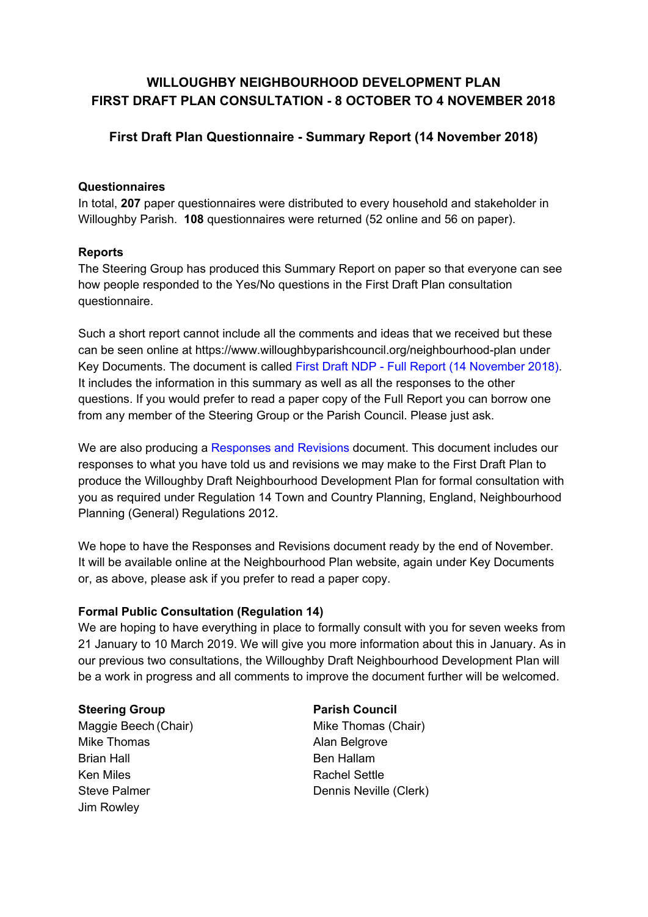# WILLOUGHBY NEIGHBOURHOOD DEVELOPMENT PLAN
# FIRST DRAFT PLAN CONSULTATION - 8 OCTOBER TO 4 NOVEMBER 2018

## First Draft Plan Questionnaire - Summary Report (14 November 2018)

### Questionnaires

In total, **207** paper questionnaires were distributed to every household and stakeholder in Willoughby Parish. **108** questionnaires were returned (52 online and 56 on paper).

### Reports

The Steering Group has produced this Summary Report on paper so that everyone can see how people responded to the Yes/No questions in the First Draft Plan consultation questionnaire.

Such a short report cannot include all the comments and ideas that we received but these can be seen online at https://www.willoughbyparishcouncil.org/neighbourhood-plan under Key Documents. The document is called First Draft NDP - Full Report (14 November 2018). It includes the information in this summary as well as all the responses to the other questions. If you would prefer to read a paper copy of the Full Report you can borrow one from any member of the Steering Group or the Parish Council. Please just ask.

We are also producing a Responses and Revisions document. This document includes our responses to what you have told us and revisions we may make to the First Draft Plan to produce the Willoughby Draft Neighbourhood Development Plan for formal consultation with you as required under Regulation 14 Town and Country Planning, England, Neighbourhood Planning (General) Regulations 2012.

We hope to have the Responses and Revisions document ready by the end of November. It will be available online at the Neighbourhood Plan website, again under Key Documents or, as above, please ask if you prefer to read a paper copy.

### Formal Public Consultation (Regulation 14)

We are hoping to have everything in place to formally consult with you for seven weeks from 21 January to 10 March 2019. We will give you more information about this in January. As in our previous two consultations, the Willoughby Draft Neighbourhood Development Plan will be a work in progress and all comments to improve the document further will be welcomed.

**Steering Group**
Maggie Beech (Chair)
Mike Thomas
Brian Hall
Ken Miles
Steve Palmer
Jim Rowley

**Parish Council**
Mike Thomas (Chair)
Alan Belgrove
Ben Hallam
Rachel Settle
Dennis Neville (Clerk)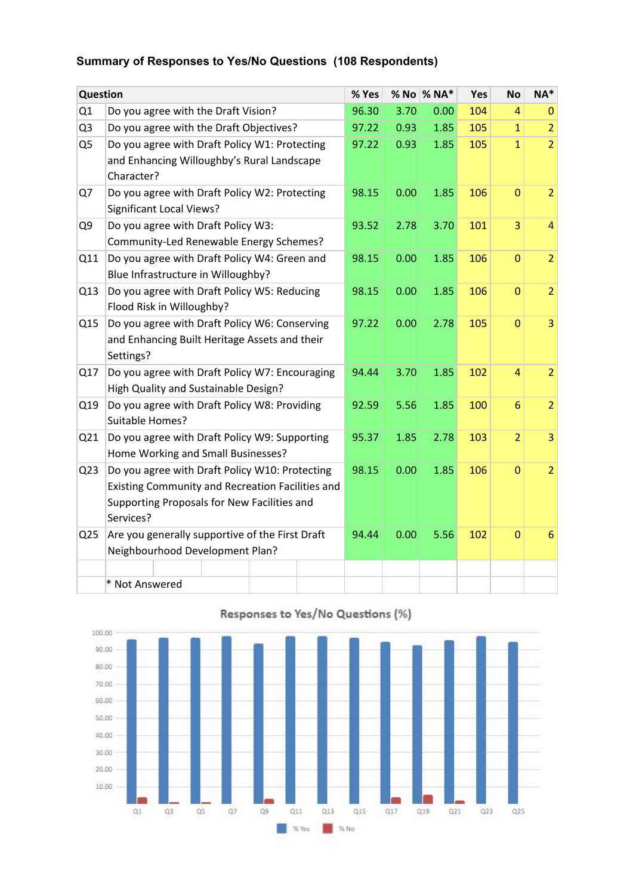**Summary of Responses to Yes/No Questions (108 Respondents)**

| Question | | % Yes | % No | % NA* | Yes | No | NA* |
|---|---|---|---|---|---|---|---|
| Q1 | Do you agree with the Draft Vision? | 96.30 | 3.70 | 0.00 | 104 | 4 | 0 |
| Q3 | Do you agree with the Draft Objectives? | 97.22 | 0.93 | 1.85 | 105 | 1 | 2 |
| Q5 | Do you agree with Draft Policy W1: Protecting and Enhancing Willoughby's Rural Landscape Character? | 97.22 | 0.93 | 1.85 | 105 | 1 | 2 |
| Q7 | Do you agree with Draft Policy W2: Protecting Significant Local Views? | 98.15 | 0.00 | 1.85 | 106 | 0 | 2 |
| Q9 | Do you agree with Draft Policy W3: Community-Led Renewable Energy Schemes? | 93.52 | 2.78 | 3.70 | 101 | 3 | 4 |
| Q11 | Do you agree with Draft Policy W4: Green and Blue Infrastructure in Willoughby? | 98.15 | 0.00 | 1.85 | 106 | 0 | 2 |
| Q13 | Do you agree with Draft Policy W5: Reducing Flood Risk in Willoughby? | 98.15 | 0.00 | 1.85 | 106 | 0 | 2 |
| Q15 | Do you agree with Draft Policy W6: Conserving and Enhancing Built Heritage Assets and their Settings? | 97.22 | 0.00 | 2.78 | 105 | 0 | 3 |
| Q17 | Do you agree with Draft Policy W7: Encouraging High Quality and Sustainable Design? | 94.44 | 3.70 | 1.85 | 102 | 4 | 2 |
| Q19 | Do you agree with Draft Policy W8: Providing Suitable Homes? | 92.59 | 5.56 | 1.85 | 100 | 6 | 2 |
| Q21 | Do you agree with Draft Policy W9: Supporting Home Working and Small Businesses? | 95.37 | 1.85 | 2.78 | 103 | 2 | 3 |
| Q23 | Do you agree with Draft Policy W10: Protecting Existing Community and Recreation Facilities and Supporting Proposals for New Facilities and Services? | 98.15 | 0.00 | 1.85 | 106 | 0 | 2 |
| Q25 | Are you generally supportive of the First Draft Neighbourhood Development Plan? | 94.44 | 0.00 | 5.56 | 102 | 0 | 6 |

\* Not Answered

Responses to Yes/No Questions (%)

100.00
90.00
80.00
70.00
60.00
50.00
40.00
30.00
20.00
10.00

Q1 Q3 Q5 Q7 Q9 Q11 Q13 Q15 Q17 Q19 Q21 Q23 Q25

% Yes % No